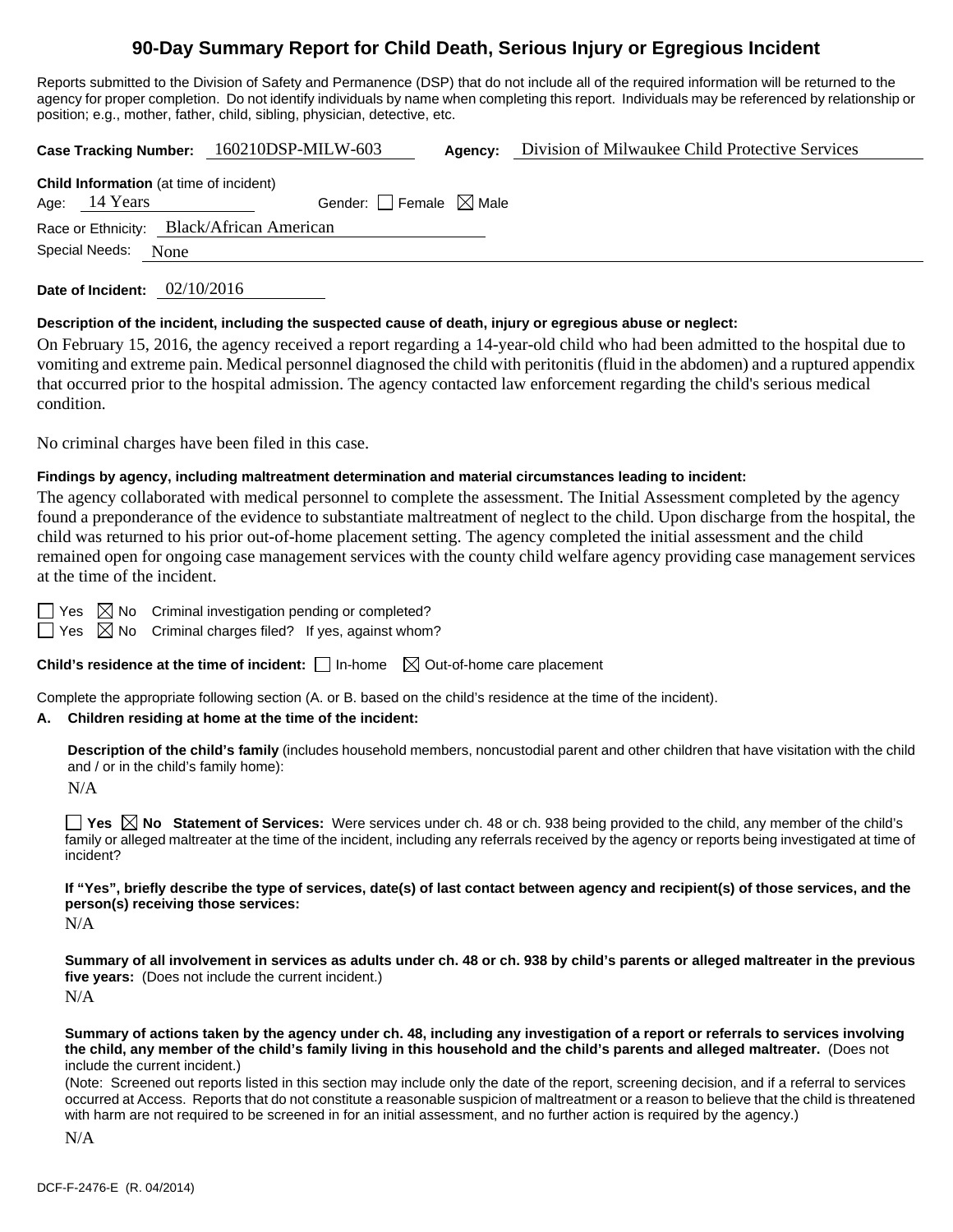# 90-Day Summary Report for Child Death, Serious Injury or Egregious Incident

Reports submitted to the Division of Safety and Permanence (DSP) that do not include all of the required information will be returned to the agency for proper completion. Do not identify individuals by name when completing this report. Individuals may be referenced by relationship or position; e.g., mother, father, child, sibling, physician, detective, etc.

**Case Tracking Number:** 160210DSP-MILW-603 **Agency:** Division of Milwaukee Child Protective Services

**Child Information** (at time of incident)
Age: 14 Years Gender: ☐ Female ☒ Male
Race or Ethnicity: Black/African American
Special Needs: None

**Date of Incident:** 02/10/2016

**Description of the incident, including the suspected cause of death, injury or egregious abuse or neglect:**

On February 15, 2016, the agency received a report regarding a 14-year-old child who had been admitted to the hospital due to vomiting and extreme pain. Medical personnel diagnosed the child with peritonitis (fluid in the abdomen) and a ruptured appendix that occurred prior to the hospital admission. The agency contacted law enforcement regarding the child's serious medical condition.

No criminal charges have been filed in this case.

**Findings by agency, including maltreatment determination and material circumstances leading to incident:**

The agency collaborated with medical personnel to complete the assessment. The Initial Assessment completed by the agency found a preponderance of the evidence to substantiate maltreatment of neglect to the child. Upon discharge from the hospital, the child was returned to his prior out-of-home placement setting. The agency completed the initial assessment and the child remained open for ongoing case management services with the county child welfare agency providing case management services at the time of the incident.

☐ Yes ☒ No Criminal investigation pending or completed?
☐ Yes ☒ No Criminal charges filed? If yes, against whom?

**Child's residence at the time of incident:** ☐ In-home ☒ Out-of-home care placement

Complete the appropriate following section (A. or B. based on the child's residence at the time of the incident).

**A. Children residing at home at the time of the incident:**

**Description of the child's family** (includes household members, noncustodial parent and other children that have visitation with the child and / or in the child's family home):

N/A

☐ **Yes** ☒ **No Statement of Services:** Were services under ch. 48 or ch. 938 being provided to the child, any member of the child's family or alleged maltreater at the time of the incident, including any referrals received by the agency or reports being investigated at time of incident?

**If "Yes", briefly describe the type of services, date(s) of last contact between agency and recipient(s) of those services, and the person(s) receiving those services:**

N/A

**Summary of all involvement in services as adults under ch. 48 or ch. 938 by child's parents or alleged maltreater in the previous five years:** (Does not include the current incident.)

N/A

**Summary of actions taken by the agency under ch. 48, including any investigation of a report or referrals to services involving the child, any member of the child's family living in this household and the child's parents and alleged maltreater.** (Does not include the current incident.)

(Note: Screened out reports listed in this section may include only the date of the report, screening decision, and if a referral to services occurred at Access. Reports that do not constitute a reasonable suspicion of maltreatment or a reason to believe that the child is threatened with harm are not required to be screened in for an initial assessment, and no further action is required by the agency.)

N/A

DCF-F-2476-E (R. 04/2014)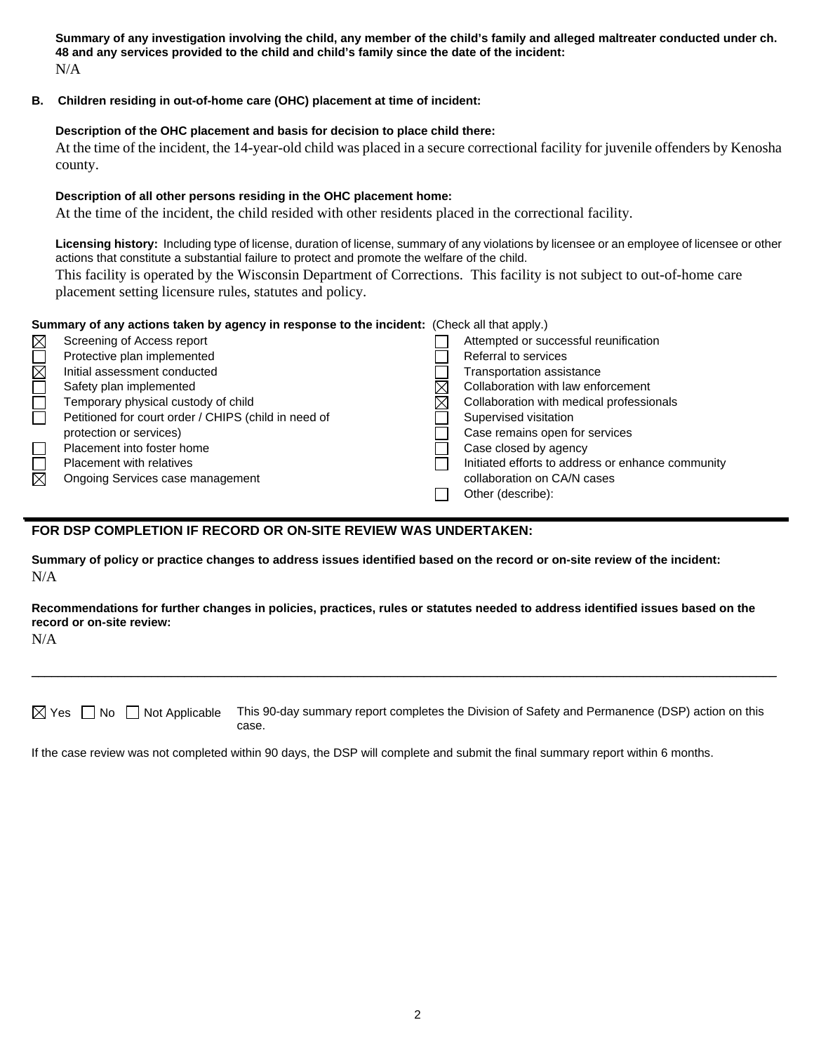**Summary of any investigation involving the child, any member of the child's family and alleged maltreater conducted under ch. 48 and any services provided to the child and child's family since the date of the incident:**

N/A

**B. Children residing in out-of-home care (OHC) placement at time of incident:**

**Description of the OHC placement and basis for decision to place child there:**

At the time of the incident, the 14-year-old child was placed in a secure correctional facility for juvenile offenders by Kenosha county.

**Description of all other persons residing in the OHC placement home:**

At the time of the incident, the child resided with other residents placed in the correctional facility.

**Licensing history:** Including type of license, duration of license, summary of any violations by licensee or an employee of licensee or other actions that constitute a substantial failure to protect and promote the welfare of the child.

This facility is operated by the Wisconsin Department of Corrections. This facility is not subject to out-of-home care placement setting licensure rules, statutes and policy.

**Summary of any actions taken by agency in response to the incident:** (Check all that apply.)

- ☒ Screening of Access report
- ☐ Protective plan implemented
- ☒ Initial assessment conducted
- ☐ Safety plan implemented
- ☐ Temporary physical custody of child
- ☐ Petitioned for court order / CHIPS (child in need of protection or services)
- ☐ Placement into foster home
- ☐ Placement with relatives
- ☒ Ongoing Services case management
- ☐ Attempted or successful reunification
- ☐ Referral to services
- ☐ Transportation assistance
- ☒ Collaboration with law enforcement
- ☒ Collaboration with medical professionals
- ☐ Supervised visitation
- ☐ Case remains open for services
- ☐ Case closed by agency
- ☐ Initiated efforts to address or enhance community collaboration on CA/N cases
- ☐ Other (describe):

## FOR DSP COMPLETION IF RECORD OR ON-SITE REVIEW WAS UNDERTAKEN:

**Summary of policy or practice changes to address issues identified based on the record or on-site review of the incident:**

N/A

**Recommendations for further changes in policies, practices, rules or statutes needed to address identified issues based on the record or on-site review:**

N/A

---

☒ Yes ☐ No ☐ Not Applicable This 90-day summary report completes the Division of Safety and Permanence (DSP) action on this case.

If the case review was not completed within 90 days, the DSP will complete and submit the final summary report within 6 months.